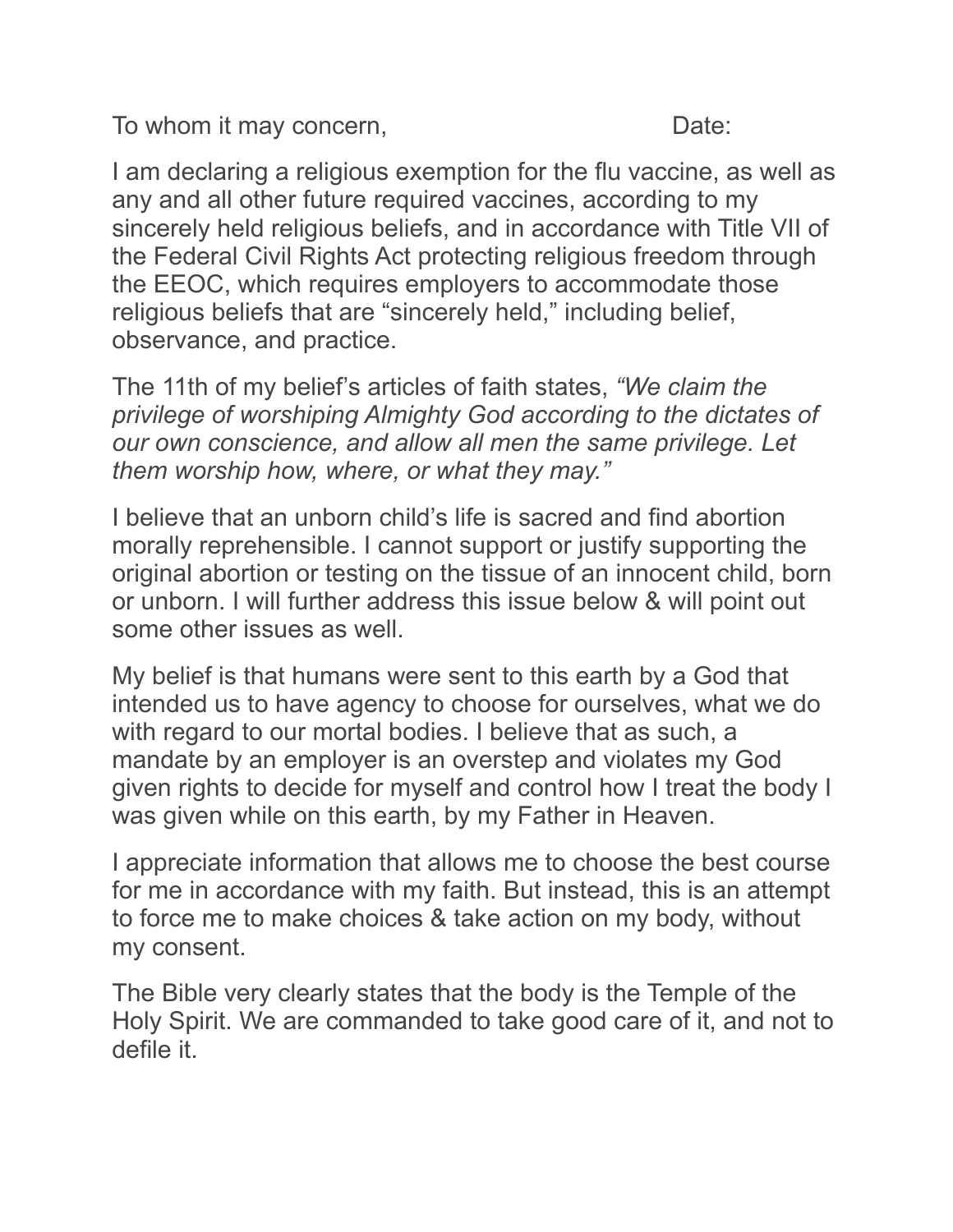To whom it may concern, Date:

I am declaring a religious exemption for the flu vaccine, as well as any and all other future required vaccines, according to my sincerely held religious beliefs, and in accordance with Title VII of the Federal Civil Rights Act protecting religious freedom through the EEOC, which requires employers to accommodate those religious beliefs that are "sincerely held," including belief, observance, and practice.

The 11th of my belief's articles of faith states, *"We claim the privilege of worshiping Almighty God according to the dictates of our own conscience, and allow all men the same privilege. Let them worship how, where, or what they may."*

I believe that an unborn child's life is sacred and find abortion morally reprehensible. I cannot support or justify supporting the original abortion or testing on the tissue of an innocent child, born or unborn. I will further address this issue below & will point out some other issues as well.

My belief is that humans were sent to this earth by a God that intended us to have agency to choose for ourselves, what we do with regard to our mortal bodies. I believe that as such, a mandate by an employer is an overstep and violates my God given rights to decide for myself and control how I treat the body I was given while on this earth, by my Father in Heaven.

I appreciate information that allows me to choose the best course for me in accordance with my faith. But instead, this is an attempt to force me to make choices & take action on my body, without my consent.

The Bible very clearly states that the body is the Temple of the Holy Spirit. We are commanded to take good care of it, and not to defile it.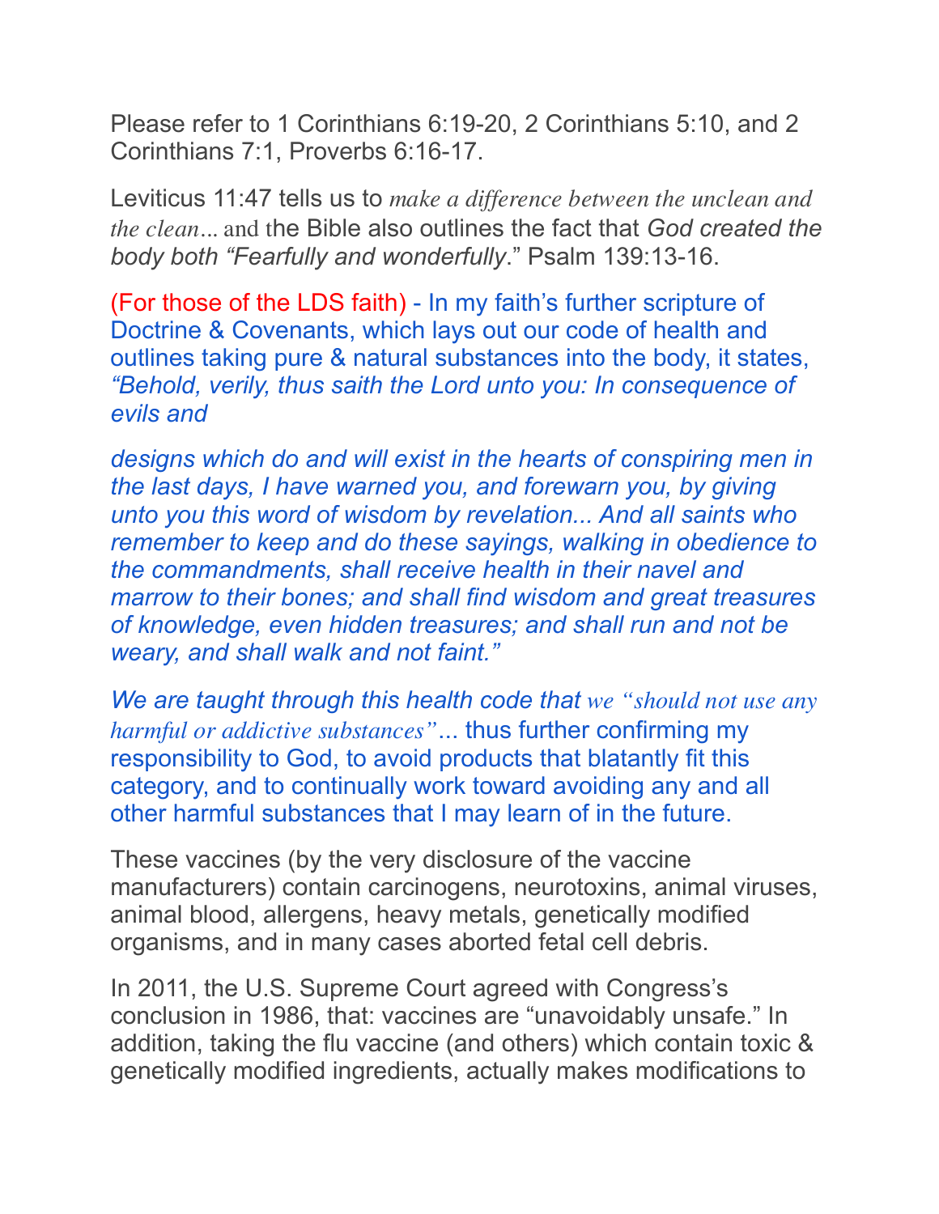Please refer to 1 Corinthians 6:19-20, 2 Corinthians 5:10, and 2 Corinthians 7:1, Proverbs 6:16-17.

Leviticus 11:47 tells us to *make a difference between the unclean and the clean*... and the Bible also outlines the fact that *God created the body both "Fearfully and wonderfully*." Psalm 139:13-16.

(For those of the LDS faith) - In my faith's further scripture of Doctrine & Covenants, which lays out our code of health and outlines taking pure & natural substances into the body, it states, *"Behold, verily, thus saith the Lord unto you: In consequence of evils and*

*designs which do and will exist in the hearts of conspiring men in the last days, I have warned you, and forewarn you, by giving unto you this word of wisdom by revelation... And all saints who remember to keep and do these sayings, walking in obedience to the commandments, shall receive health in their navel and marrow to their bones; and shall find wisdom and great treasures of knowledge, even hidden treasures; and shall run and not be weary, and shall walk and not faint."*

*We are taught through this health code that we "should not use any harmful or addictive substances"*... thus further confirming my responsibility to God, to avoid products that blatantly fit this category, and to continually work toward avoiding any and all other harmful substances that I may learn of in the future.

These vaccines (by the very disclosure of the vaccine manufacturers) contain carcinogens, neurotoxins, animal viruses, animal blood, allergens, heavy metals, genetically modified organisms, and in many cases aborted fetal cell debris.

In 2011, the U.S. Supreme Court agreed with Congress's conclusion in 1986, that: vaccines are "unavoidably unsafe." In addition, taking the flu vaccine (and others) which contain toxic & genetically modified ingredients, actually makes modifications to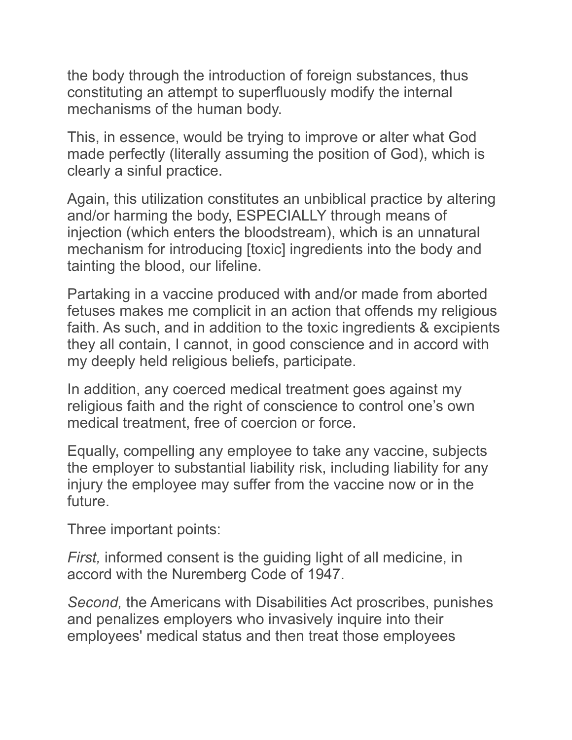the body through the introduction of foreign substances, thus constituting an attempt to superfluously modify the internal mechanisms of the human body.

This, in essence, would be trying to improve or alter what God made perfectly (literally assuming the position of God), which is clearly a sinful practice.

Again, this utilization constitutes an unbiblical practice by altering and/or harming the body, ESPECIALLY through means of injection (which enters the bloodstream), which is an unnatural mechanism for introducing [toxic] ingredients into the body and tainting the blood, our lifeline.

Partaking in a vaccine produced with and/or made from aborted fetuses makes me complicit in an action that offends my religious faith. As such, and in addition to the toxic ingredients & excipients they all contain, I cannot, in good conscience and in accord with my deeply held religious beliefs, participate.

In addition, any coerced medical treatment goes against my religious faith and the right of conscience to control one's own medical treatment, free of coercion or force.

Equally, compelling any employee to take any vaccine, subjects the employer to substantial liability risk, including liability for any injury the employee may suffer from the vaccine now or in the future.

Three important points:

*First,* informed consent is the guiding light of all medicine, in accord with the Nuremberg Code of 1947.

*Second,* the Americans with Disabilities Act proscribes, punishes and penalizes employers who invasively inquire into their employees' medical status and then treat those employees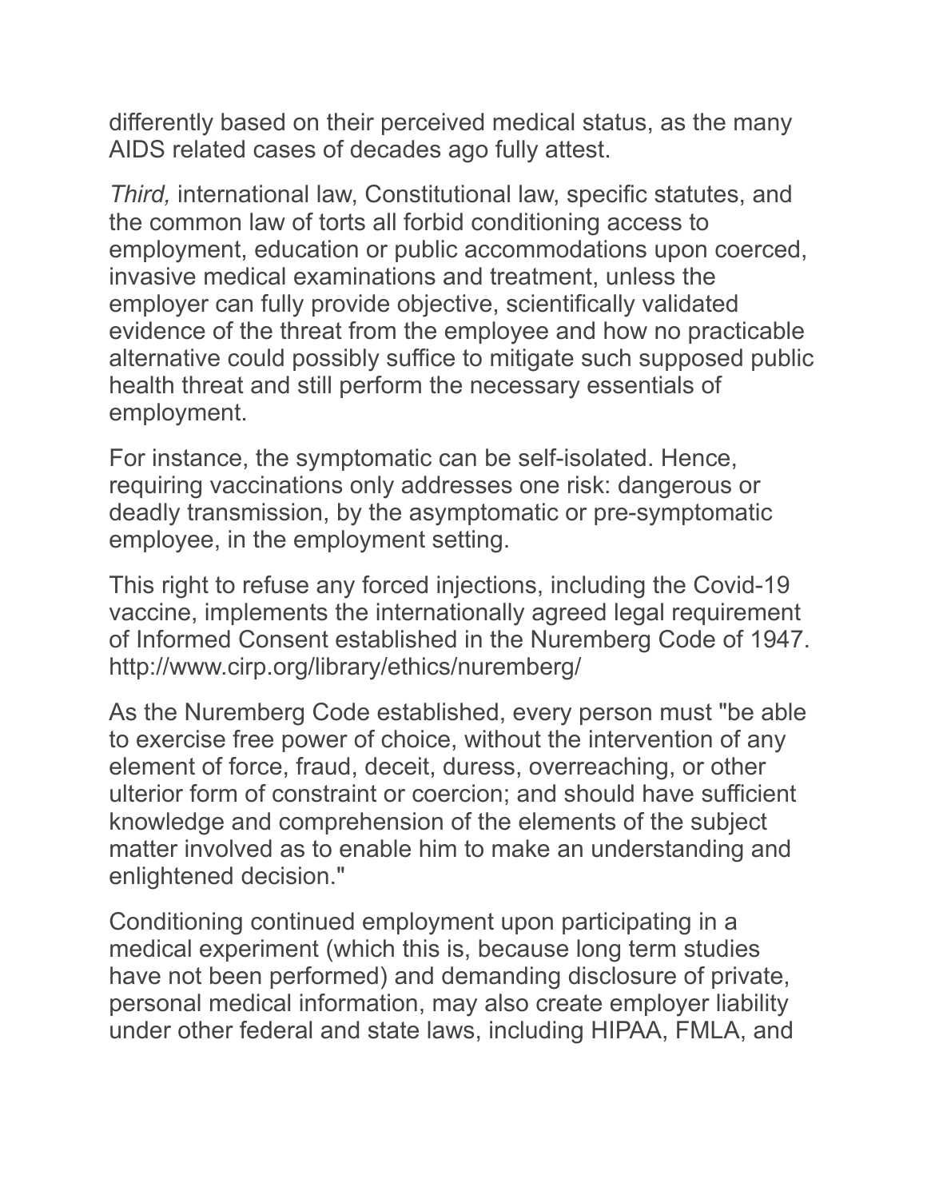differently based on their perceived medical status, as the many AIDS related cases of decades ago fully attest.

*Third,* international law, Constitutional law, specific statutes, and the common law of torts all forbid conditioning access to employment, education or public accommodations upon coerced, invasive medical examinations and treatment, unless the employer can fully provide objective, scientifically validated evidence of the threat from the employee and how no practicable alternative could possibly suffice to mitigate such supposed public health threat and still perform the necessary essentials of employment.

For instance, the symptomatic can be self-isolated. Hence, requiring vaccinations only addresses one risk: dangerous or deadly transmission, by the asymptomatic or pre-symptomatic employee, in the employment setting.

This right to refuse any forced injections, including the Covid-19 vaccine, implements the internationally agreed legal requirement of Informed Consent established in the Nuremberg Code of 1947. http://www.cirp.org/library/ethics/nuremberg/

As the Nuremberg Code established, every person must "be able to exercise free power of choice, without the intervention of any element of force, fraud, deceit, duress, overreaching, or other ulterior form of constraint or coercion; and should have sufficient knowledge and comprehension of the elements of the subject matter involved as to enable him to make an understanding and enlightened decision."

Conditioning continued employment upon participating in a medical experiment (which this is, because long term studies have not been performed) and demanding disclosure of private, personal medical information, may also create employer liability under other federal and state laws, including HIPAA, FMLA, and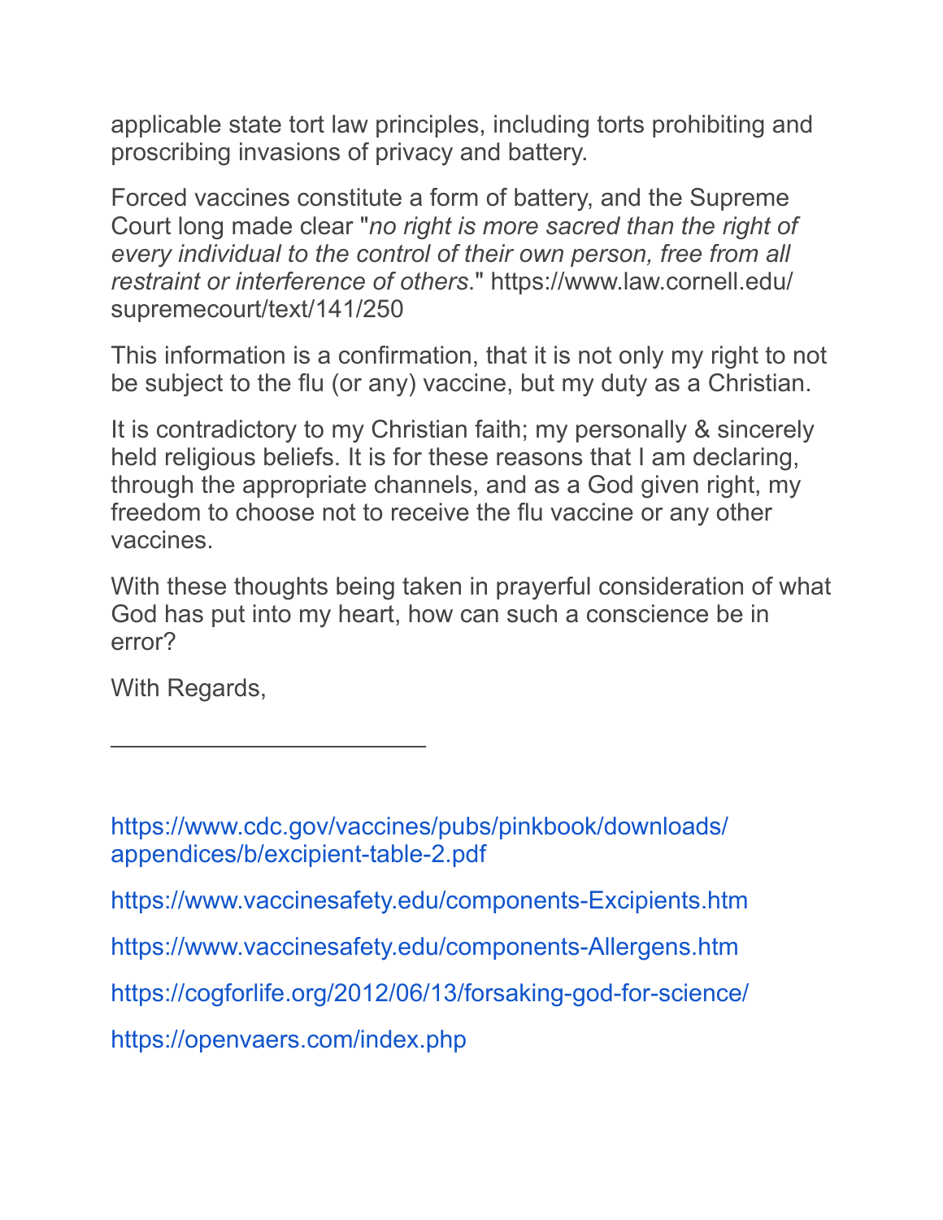applicable state tort law principles, including torts prohibiting and proscribing invasions of privacy and battery.

Forced vaccines constitute a form of battery, and the Supreme Court long made clear "*no right is more sacred than the right of every individual to the control of their own person, free from all restraint or interference of others*." https://www.law.cornell.edu/supremecourt/text/141/250

This information is a confirmation, that it is not only my right to not be subject to the flu (or any) vaccine, but my duty as a Christian.

It is contradictory to my Christian faith; my personally & sincerely held religious beliefs. It is for these reasons that I am declaring, through the appropriate channels, and as a God given right, my freedom to choose not to receive the flu vaccine or any other vaccines.

With these thoughts being taken in prayerful consideration of what God has put into my heart, how can such a conscience be in error?

With Regards,

______________________

https://www.cdc.gov/vaccines/pubs/pinkbook/downloads/appendices/b/excipient-table-2.pdf

https://www.vaccinesafety.edu/components-Excipients.htm

https://www.vaccinesafety.edu/components-Allergens.htm

https://cogforlife.org/2012/06/13/forsaking-god-for-science/

https://openvaers.com/index.php